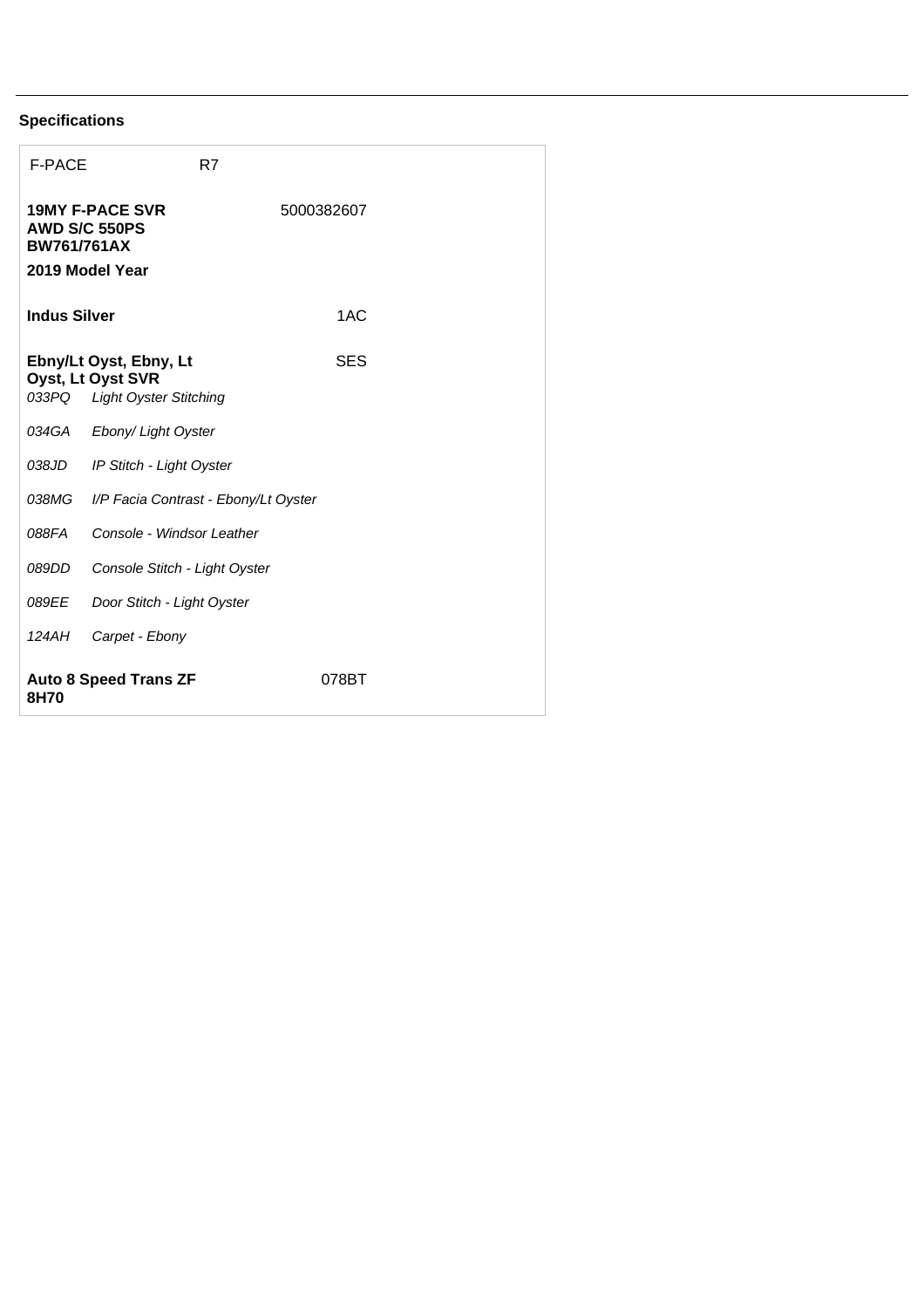## Specifications

| F-PACE | R7 | |
|---|---|---|
| **19MY F-PACE SVR AWD S/C 550PS BW761/761AX** | | 5000382607 |
| **2019 Model Year** | | |
| **Indus Silver** | | 1AC |
| **Ebny/Lt Oyst, Ebny, Lt Oyst, Lt Oyst SVR** | | SES |
| *033PQ* | *Light Oyster Stitching* | |
| *034GA* | *Ebony/ Light Oyster* | |
| *038JD* | *IP Stitch - Light Oyster* | |
| *038MG* | *I/P Facia Contrast - Ebony/Lt Oyster* | |
| *088FA* | *Console - Windsor Leather* | |
| *089DD* | *Console Stitch - Light Oyster* | |
| *089EE* | *Door Stitch - Light Oyster* | |
| *124AH* | *Carpet - Ebony* | |
| **Auto 8 Speed Trans ZF 8H70** | | 078BT |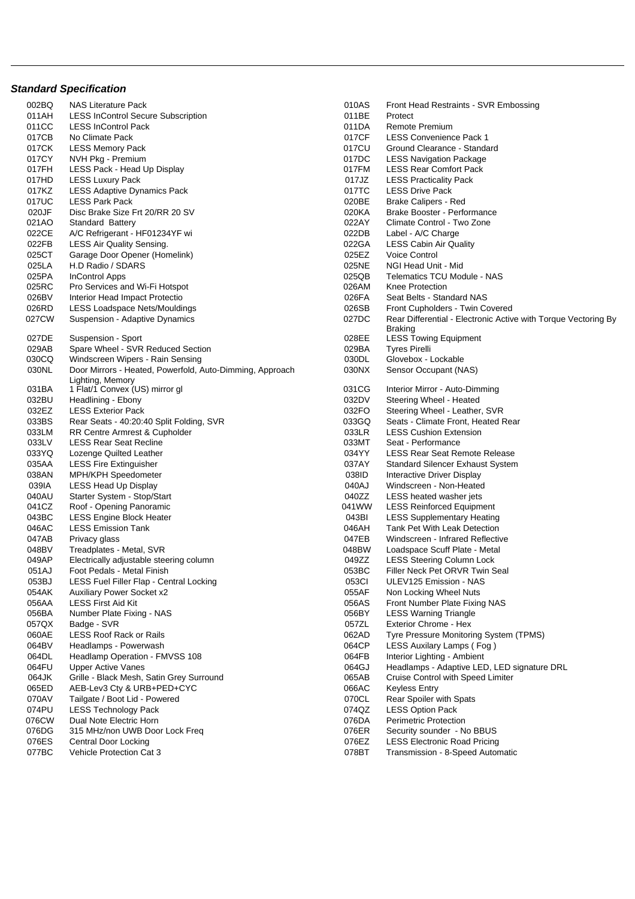### ***Standard Specification***

| Code | Description | Code | Description |
|---|---|---|---|
| 002BQ | NAS Literature Pack | 010AS | Front Head Restraints - SVR Embossing |
| 011AH | LESS InControl Secure Subscription | 011BE | Protect |
| 011CC | LESS InControl Pack | 011DA | Remote Premium |
| 017CB | No Climate Pack | 017CF | LESS Convenience Pack 1 |
| 017CK | LESS Memory Pack | 017CU | Ground Clearance - Standard |
| 017CY | NVH Pkg - Premium | 017DC | LESS Navigation Package |
| 017FH | LESS Pack - Head Up Display | 017FM | LESS Rear Comfort Pack |
| 017HD | LESS Luxury Pack | 017JZ | LESS Practicality Pack |
| 017KZ | LESS Adaptive Dynamics Pack | 017TC | LESS Drive Pack |
| 017UC | LESS Park Pack | 020BE | Brake Calipers - Red |
| 020JF | Disc Brake Size Frt 20/RR 20 SV | 020KA | Brake Booster - Performance |
| 021AO | Standard Battery | 022AY | Climate Control - Two Zone |
| 022CE | A/C Refrigerant - HF01234YF wi | 022DB | Label - A/C Charge |
| 022FB | LESS Air Quality Sensing. | 022GA | LESS Cabin Air Quality |
| 025CT | Garage Door Opener (Homelink) | 025EZ | Voice Control |
| 025LA | H.D Radio / SDARS | 025NE | NGI Head Unit - Mid |
| 025PA | InControl Apps | 025QB | Telematics TCU Module - NAS |
| 025RC | Pro Services and Wi-Fi Hotspot | 026AM | Knee Protection |
| 026BV | Interior Head Impact Protectio | 026FA | Seat Belts - Standard NAS |
| 026RD | LESS Loadspace Nets/Mouldings | 026SB | Front Cupholders - Twin Covered |
| 027CW | Suspension - Adaptive Dynamics | 027DC | Rear Differential - Electronic Active with Torque Vectoring By Braking |
| 027DE | Suspension - Sport | 028EE | LESS Towing Equipment |
| 029AB | Spare Wheel - SVR Reduced Section | 029BA | Tyres Pirelli |
| 030CQ | Windscreen Wipers - Rain Sensing | 030DL | Glovebox - Lockable |
| 030NL | Door Mirrors - Heated, Powerfold, Auto-Dimming, Approach Lighting, Memory | 030NX | Sensor Occupant (NAS) |
| 031BA | 1 Flat/1 Convex (US) mirror gl | 031CG | Interior Mirror - Auto-Dimming |
| 032BU | Headlining - Ebony | 032DV | Steering Wheel - Heated |
| 032EZ | LESS Exterior Pack | 032FO | Steering Wheel - Leather, SVR |
| 033BS | Rear Seats - 40:20:40 Split Folding, SVR | 033GQ | Seats - Climate Front, Heated Rear |
| 033LM | RR Centre Armrest & Cupholder | 033LR | LESS Cushion Extension |
| 033LV | LESS Rear Seat Recline | 033MT | Seat - Performance |
| 033YQ | Lozenge Quilted Leather | 034YY | LESS Rear Seat Remote Release |
| 035AA | LESS Fire Extinguisher | 037AY | Standard Silencer Exhaust System |
| 038AN | MPH/KPH Speedometer | 038ID | Interactive Driver Display |
| 039IA | LESS Head Up Display | 040AJ | Windscreen - Non-Heated |
| 040AU | Starter System - Stop/Start | 040ZZ | LESS heated washer jets |
| 041CZ | Roof - Opening Panoramic | 041WW | LESS Reinforced Equipment |
| 043BC | LESS Engine Block Heater | 043BI | LESS Supplementary Heating |
| 046AC | LESS Emission Tank | 046AH | Tank Pet With Leak Detection |
| 047AB | Privacy glass | 047EB | Windscreen - Infrared Reflective |
| 048BV | Treadplates - Metal, SVR | 048BW | Loadspace Scuff Plate - Metal |
| 049AP | Electrically adjustable steering column | 049ZZ | LESS Steering Column Lock |
| 051AJ | Foot Pedals - Metal Finish | 053BC | Filler Neck Pet ORVR Twin Seal |
| 053BJ | LESS Fuel Filler Flap - Central Locking | 053CI | ULEV125 Emission - NAS |
| 054AK | Auxiliary Power Socket x2 | 055AF | Non Locking Wheel Nuts |
| 056AA | LESS First Aid Kit | 056AS | Front Number Plate Fixing NAS |
| 056BA | Number Plate Fixing - NAS | 056BY | LESS Warning Triangle |
| 057QX | Badge - SVR | 057ZL | Exterior Chrome - Hex |
| 060AE | LESS Roof Rack or Rails | 062AD | Tyre Pressure Monitoring System (TPMS) |
| 064BV | Headlamps - Powerwash | 064CP | LESS Auxilary Lamps ( Fog ) |
| 064DL | Headlamp Operation - FMVSS 108 | 064FB | Interior Lighting - Ambient |
| 064FU | Upper Active Vanes | 064GJ | Headlamps - Adaptive LED, LED signature DRL |
| 064JK | Grille - Black Mesh, Satin Grey Surround | 065AB | Cruise Control with Speed Limiter |
| 065ED | AEB-Lev3 Cty & URB+PED+CYC | 066AC | Keyless Entry |
| 070AV | Tailgate / Boot Lid - Powered | 070CL | Rear Spoiler with Spats |
| 074PU | LESS Technology Pack | 074QZ | LESS Option Pack |
| 076CW | Dual Note Electric Horn | 076DA | Perimetric Protection |
| 076DG | 315 MHz/non UWB Door Lock Freq | 076ER | Security sounder - No BBUS |
| 076ES | Central Door Locking | 076EZ | LESS Electronic Road Pricing |
| 077BC | Vehicle Protection Cat 3 | 078BT | Transmission - 8-Speed Automatic |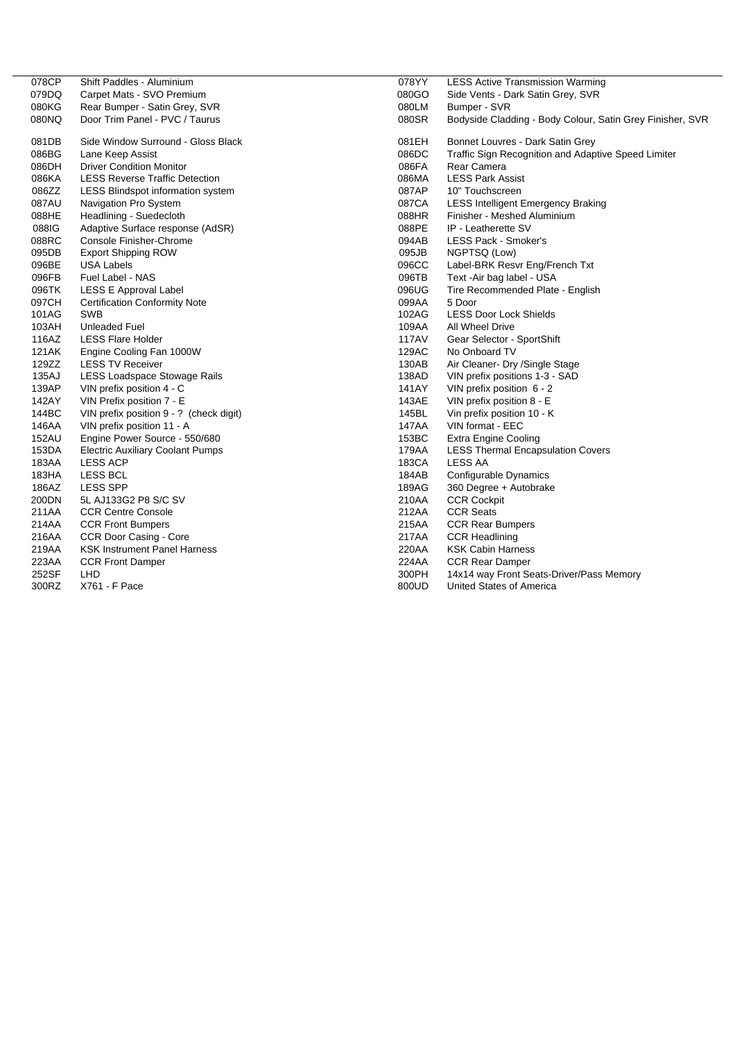| | | | |
|---|---|---|---|
| 078CP | Shift Paddles - Aluminium | 078YY | LESS Active Transmission Warming |
| 079DQ | Carpet Mats - SVO Premium | 080GO | Side Vents - Dark Satin Grey, SVR |
| 080KG | Rear Bumper - Satin Grey, SVR | 080LM | Bumper - SVR |
| 080NQ | Door Trim Panel - PVC / Taurus | 080SR | Bodyside Cladding - Body Colour, Satin Grey Finisher, SVR |
| 081DB | Side Window Surround - Gloss Black | 081EH | Bonnet Louvres - Dark Satin Grey |
| 086BG | Lane Keep Assist | 086DC | Traffic Sign Recognition and Adaptive Speed Limiter |
| 086DH | Driver Condition Monitor | 086FA | Rear Camera |
| 086KA | LESS Reverse Traffic Detection | 086MA | LESS Park Assist |
| 086ZZ | LESS Blindspot information system | 087AP | 10" Touchscreen |
| 087AU | Navigation Pro System | 087CA | LESS Intelligent Emergency Braking |
| 088HE | Headlining - Suedecloth | 088HR | Finisher - Meshed Aluminium |
| 088IG | Adaptive Surface response (AdSR) | 088PE | IP - Leatherette SV |
| 088RC | Console Finisher-Chrome | 094AB | LESS Pack - Smoker's |
| 095DB | Export Shipping ROW | 095JB | NGPTSQ (Low) |
| 096BE | USA Labels | 096CC | Label-BRK Resvr Eng/French Txt |
| 096FB | Fuel Label - NAS | 096TB | Text -Air bag label - USA |
| 096TK | LESS E Approval Label | 096UG | Tire Recommended Plate - English |
| 097CH | Certification Conformity Note | 099AA | 5 Door |
| 101AG | SWB | 102AG | LESS Door Lock Shields |
| 103AH | Unleaded Fuel | 109AA | All Wheel Drive |
| 116AZ | LESS Flare Holder | 117AV | Gear Selector - SportShift |
| 121AK | Engine Cooling Fan 1000W | 129AC | No Onboard TV |
| 129ZZ | LESS TV Receiver | 130AB | Air Cleaner- Dry /Single Stage |
| 135AJ | LESS Loadspace Stowage Rails | 138AD | VIN prefix positions 1-3 - SAD |
| 139AP | VIN prefix position 4 - C | 141AY | VIN prefix position 6 - 2 |
| 142AY | VIN Prefix position 7 - E | 143AE | VIN prefix position 8 - E |
| 144BC | VIN prefix position 9 - ? (check digit) | 145BL | Vin prefix position 10 - K |
| 146AA | VIN prefix position 11 - A | 147AA | VIN format - EEC |
| 152AU | Engine Power Source - 550/680 | 153BC | Extra Engine Cooling |
| 153DA | Electric Auxiliary Coolant Pumps | 179AA | LESS Thermal Encapsulation Covers |
| 183AA | LESS ACP | 183CA | LESS AA |
| 183HA | LESS BCL | 184AB | Configurable Dynamics |
| 186AZ | LESS SPP | 189AG | 360 Degree + Autobrake |
| 200DN | 5L AJ133G2 P8 S/C SV | 210AA | CCR Cockpit |
| 211AA | CCR Centre Console | 212AA | CCR Seats |
| 214AA | CCR Front Bumpers | 215AA | CCR Rear Bumpers |
| 216AA | CCR Door Casing - Core | 217AA | CCR Headlining |
| 219AA | KSK Instrument Panel Harness | 220AA | KSK Cabin Harness |
| 223AA | CCR Front Damper | 224AA | CCR Rear Damper |
| 252SF | LHD | 300PH | 14x14 way Front Seats-Driver/Pass Memory |
| 300RZ | X761 - F Pace | 800UD | United States of America |